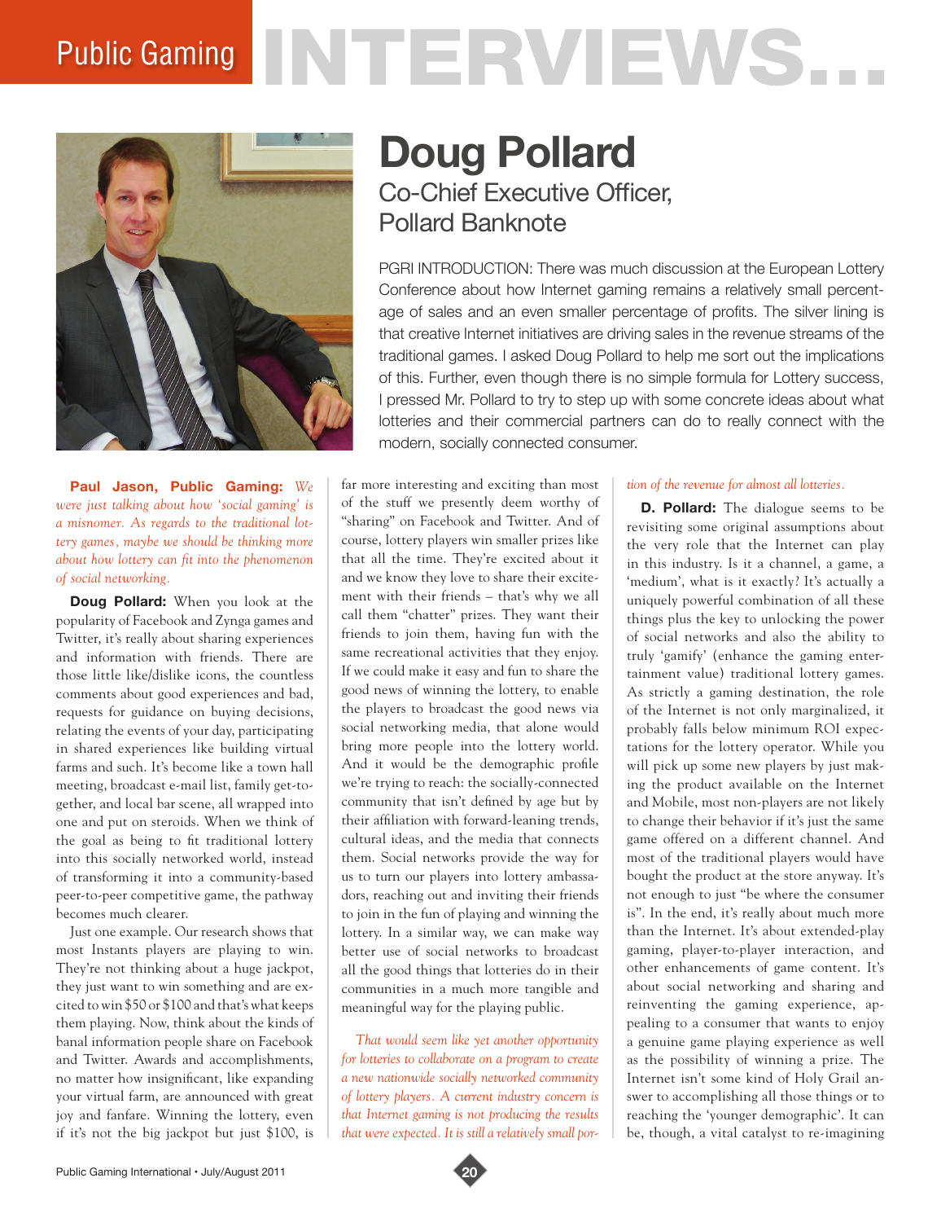# Public Gaming INTERVIEWS...

## Doug Pollard

### Co-Chief Executive Officer, Pollard Banknote

PGRI INTRODUCTION: There was much discussion at the European Lottery Conference about how Internet gaming remains a relatively small percentage of sales and an even smaller percentage of profits. The silver lining is that creative Internet initiatives are driving sales in the revenue streams of the traditional games. I asked Doug Pollard to help me sort out the implications of this. Further, even though there is no simple formula for Lottery success, I pressed Mr. Pollard to try to step up with some concrete ideas about what lotteries and their commercial partners can do to really connect with the modern, socially connected consumer.

**Paul Jason, Public Gaming:** *We were just talking about how 'social gaming' is a misnomer. As regards to the traditional lottery games, maybe we should be thinking more about how lottery can fit into the phenomenon of social networking.*

**Doug Pollard:** When you look at the popularity of Facebook and Zynga games and Twitter, it's really about sharing experiences and information with friends. There are those little like/dislike icons, the countless comments about good experiences and bad, requests for guidance on buying decisions, relating the events of your day, participating in shared experiences like building virtual farms and such. It's become like a town hall meeting, broadcast e-mail list, family get-together, and local bar scene, all wrapped into one and put on steroids. When we think of the goal as being to fit traditional lottery into this socially networked world, instead of transforming it into a community-based peer-to-peer competitive game, the pathway becomes much clearer.

Just one example. Our research shows that most Instants players are playing to win. They're not thinking about a huge jackpot, they just want to win something and are excited to win $50 or $100 and that's what keeps them playing. Now, think about the kinds of banal information people share on Facebook and Twitter. Awards and accomplishments, no matter how insignificant, like expanding your virtual farm, are announced with great joy and fanfare. Winning the lottery, even if it's not the big jackpot but just $100, is far more interesting and exciting than most of the stuff we presently deem worthy of "sharing" on Facebook and Twitter. And of course, lottery players win smaller prizes like that all the time. They're excited about it and we know they love to share their excitement with their friends – that's why we all call them "chatter" prizes. They want their friends to join them, having fun with the same recreational activities that they enjoy. If we could make it easy and fun to share the good news of winning the lottery, to enable the players to broadcast the good news via social networking media, that alone would bring more people into the lottery world. And it would be the demographic profile we're trying to reach: the socially-connected community that isn't defined by age but by their affiliation with forward-leaning trends, cultural ideas, and the media that connects them. Social networks provide the way for us to turn our players into lottery ambassadors, reaching out and inviting their friends to join in the fun of playing and winning the lottery. In a similar way, we can make way better use of social networks to broadcast all the good things that lotteries do in their communities in a much more tangible and meaningful way for the playing public.

*That would seem like yet another opportunity for lotteries to collaborate on a program to create a new nationwide socially networked community of lottery players. A current industry concern is that Internet gaming is not producing the results that were expected. It is still a relatively small portion of the revenue for almost all lotteries.*

**D. Pollard:** The dialogue seems to be revisiting some original assumptions about the very role that the Internet can play in this industry. Is it a channel, a game, a 'medium', what is it exactly? It's actually a uniquely powerful combination of all these things plus the key to unlocking the power of social networks and also the ability to truly 'gamify' (enhance the gaming entertainment value) traditional lottery games. As strictly a gaming destination, the role of the Internet is not only marginalized, it probably falls below minimum ROI expectations for the lottery operator. While you will pick up some new players by just making the product available on the Internet and Mobile, most non-players are not likely to change their behavior if it's just the same game offered on a different channel. And most of the traditional players would have bought the product at the store anyway. It's not enough to just "be where the consumer is". In the end, it's really about much more than the Internet. It's about extended-play gaming, player-to-player interaction, and other enhancements of game content. It's about social networking and sharing and reinventing the gaming experience, appealing to a consumer that wants to enjoy a genuine game playing experience as well as the possibility of winning a prize. The Internet isn't some kind of Holy Grail answer to accomplishing all those things or to reaching the 'younger demographic'. It can be, though, a vital catalyst to re-imagining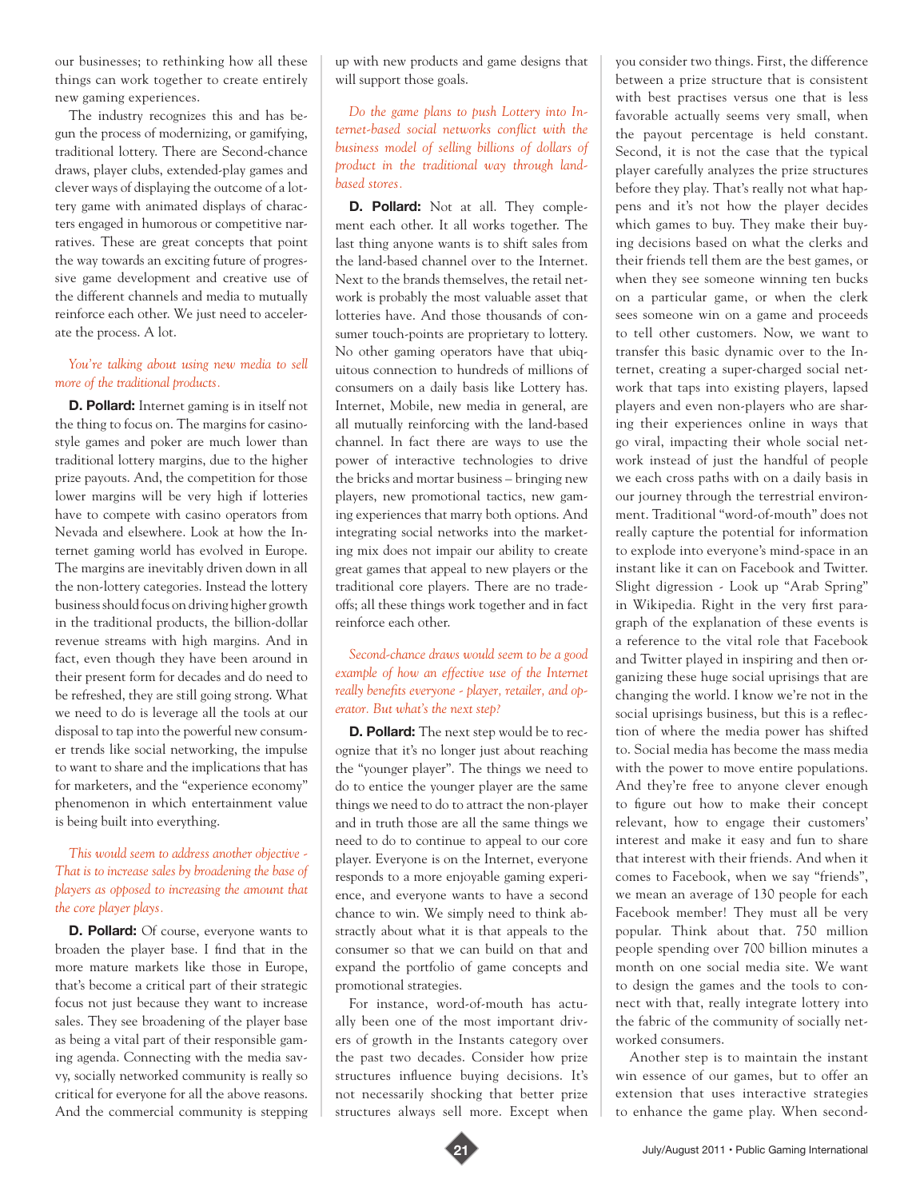our businesses; to rethinking how all these things can work together to create entirely new gaming experiences.

The industry recognizes this and has begun the process of modernizing, or gamifying, traditional lottery. There are Second-chance draws, player clubs, extended-play games and clever ways of displaying the outcome of a lottery game with animated displays of characters engaged in humorous or competitive narratives. These are great concepts that point the way towards an exciting future of progressive game development and creative use of the different channels and media to mutually reinforce each other. We just need to accelerate the process. A lot.

*You're talking about using new media to sell more of the traditional products.*

**D. Pollard:** Internet gaming is in itself not the thing to focus on. The margins for casino-style games and poker are much lower than traditional lottery margins, due to the higher prize payouts. And, the competition for those lower margins will be very high if lotteries have to compete with casino operators from Nevada and elsewhere. Look at how the Internet gaming world has evolved in Europe. The margins are inevitably driven down in all the non-lottery categories. Instead the lottery business should focus on driving higher growth in the traditional products, the billion-dollar revenue streams with high margins. And in fact, even though they have been around in their present form for decades and do need to be refreshed, they are still going strong. What we need to do is leverage all the tools at our disposal to tap into the powerful new consumer trends like social networking, the impulse to want to share and the implications that has for marketers, and the "experience economy" phenomenon in which entertainment value is being built into everything.

*This would seem to address another objective - That is to increase sales by broadening the base of players as opposed to increasing the amount that the core player plays.*

**D. Pollard:** Of course, everyone wants to broaden the player base. I find that in the more mature markets like those in Europe, that's become a critical part of their strategic focus not just because they want to increase sales. They see broadening of the player base as being a vital part of their responsible gaming agenda. Connecting with the media savvy, socially networked community is really so critical for everyone for all the above reasons. And the commercial community is stepping up with new products and game designs that will support those goals.

*Do the game plans to push Lottery into Internet-based social networks conflict with the business model of selling billions of dollars of product in the traditional way through land-based stores.*

**D. Pollard:** Not at all. They complement each other. It all works together. The last thing anyone wants is to shift sales from the land-based channel over to the Internet. Next to the brands themselves, the retail network is probably the most valuable asset that lotteries have. And those thousands of consumer touch-points are proprietary to lottery. No other gaming operators have that ubiquitous connection to hundreds of millions of consumers on a daily basis like Lottery has. Internet, Mobile, new media in general, are all mutually reinforcing with the land-based channel. In fact there are ways to use the power of interactive technologies to drive the bricks and mortar business – bringing new players, new promotional tactics, new gaming experiences that marry both options. And integrating social networks into the marketing mix does not impair our ability to create great games that appeal to new players or the traditional core players. There are no trade-offs; all these things work together and in fact reinforce each other.

*Second-chance draws would seem to be a good example of how an effective use of the Internet really benefits everyone - player, retailer, and operator. But what's the next step?*

**D. Pollard:** The next step would be to recognize that it's no longer just about reaching the "younger player". The things we need to do to entice the younger player are the same things we need to do to attract the non-player and in truth those are all the same things we need to do to continue to appeal to our core player. Everyone is on the Internet, everyone responds to a more enjoyable gaming experience, and everyone wants to have a second chance to win. We simply need to think abstractly about what it is that appeals to the consumer so that we can build on that and expand the portfolio of game concepts and promotional strategies.

For instance, word-of-mouth has actually been one of the most important drivers of growth in the Instants category over the past two decades. Consider how prize structures influence buying decisions. It's not necessarily shocking that better prize structures always sell more. Except when you consider two things. First, the difference between a prize structure that is consistent with best practises versus one that is less favorable actually seems very small, when the payout percentage is held constant. Second, it is not the case that the typical player carefully analyzes the prize structures before they play. That's really not what happens and it's not how the player decides which games to buy. They make their buying decisions based on what the clerks and their friends tell them are the best games, or when they see someone winning ten bucks on a particular game, or when the clerk sees someone win on a game and proceeds to tell other customers. Now, we want to transfer this basic dynamic over to the Internet, creating a super-charged social network that taps into existing players, lapsed players and even non-players who are sharing their experiences online in ways that go viral, impacting their whole social network instead of just the handful of people we each cross paths with on a daily basis in our journey through the terrestrial environment. Traditional "word-of-mouth" does not really capture the potential for information to explode into everyone's mind-space in an instant like it can on Facebook and Twitter. Slight digression - Look up "Arab Spring" in Wikipedia. Right in the very first paragraph of the explanation of these events is a reference to the vital role that Facebook and Twitter played in inspiring and then organizing these huge social uprisings that are changing the world. I know we're not in the social uprisings business, but this is a reflection of where the media power has shifted to. Social media has become the mass media with the power to move entire populations. And they're free to anyone clever enough to figure out how to make their concept relevant, how to engage their customers' interest and make it easy and fun to share that interest with their friends. And when it comes to Facebook, when we say "friends", we mean an average of 130 people for each Facebook member! They must all be very popular. Think about that. 750 million people spending over 700 billion minutes a month on one social media site. We want to design the games and the tools to connect with that, really integrate lottery into the fabric of the community of socially networked consumers.

Another step is to maintain the instant win essence of our games, but to offer an extension that uses interactive strategies to enhance the game play. When second-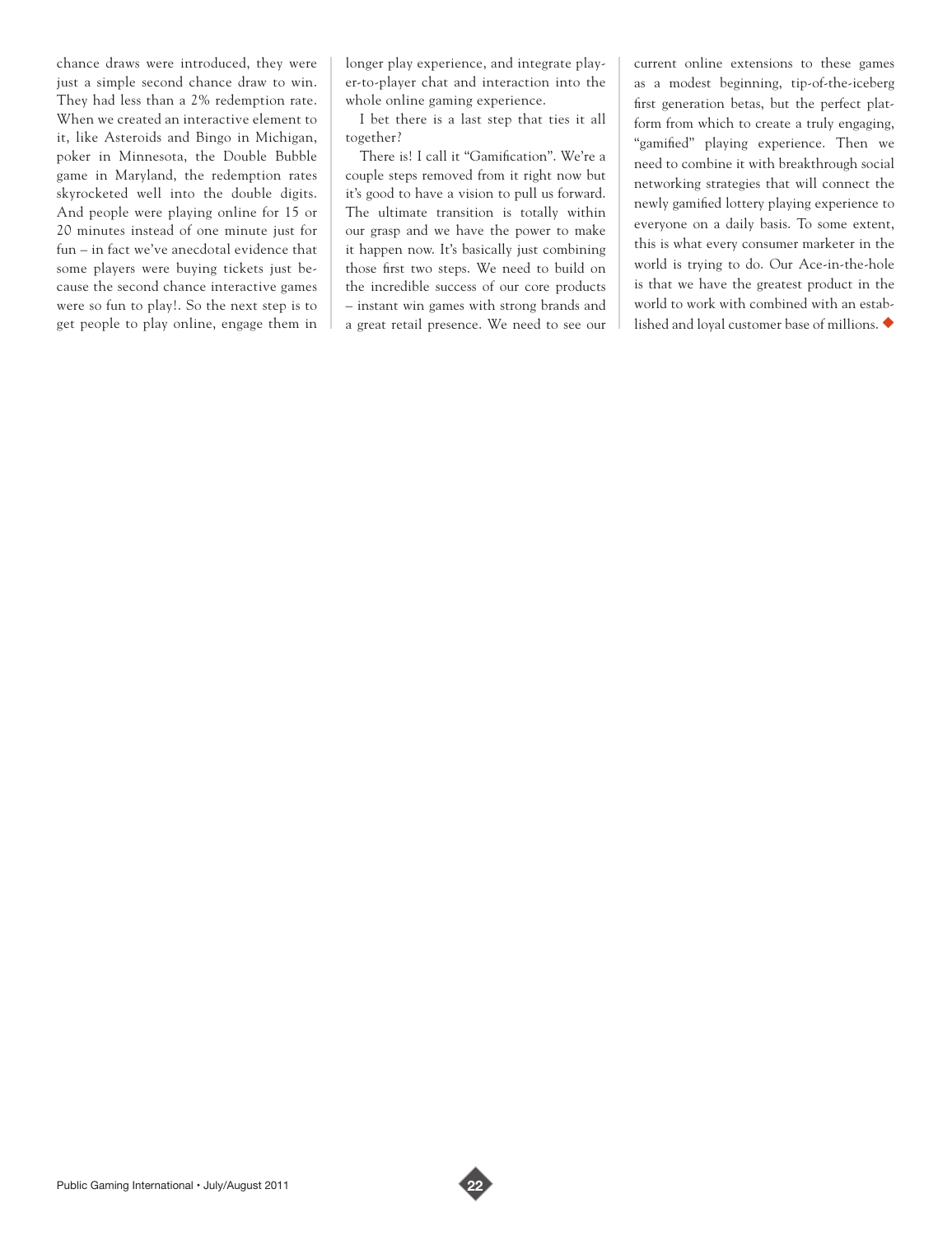chance draws were introduced, they were just a simple second chance draw to win. They had less than a 2% redemption rate. When we created an interactive element to it, like Asteroids and Bingo in Michigan, poker in Minnesota, the Double Bubble game in Maryland, the redemption rates skyrocketed well into the double digits. And people were playing online for 15 or 20 minutes instead of one minute just for fun – in fact we've anecdotal evidence that some players were buying tickets just because the second chance interactive games were so fun to play!. So the next step is to get people to play online, engage them in longer play experience, and integrate player-to-player chat and interaction into the whole online gaming experience.

I bet there is a last step that ties it all together?

There is! I call it "Gamification". We're a couple steps removed from it right now but it's good to have a vision to pull us forward. The ultimate transition is totally within our grasp and we have the power to make it happen now. It's basically just combining those first two steps. We need to build on the incredible success of our core products – instant win games with strong brands and a great retail presence. We need to see our current online extensions to these games as a modest beginning, tip-of-the-iceberg first generation betas, but the perfect platform from which to create a truly engaging, "gamified" playing experience. Then we need to combine it with breakthrough social networking strategies that will connect the newly gamified lottery playing experience to everyone on a daily basis. To some extent, this is what every consumer marketer in the world is trying to do. Our Ace-in-the-hole is that we have the greatest product in the world to work with combined with an established and loyal customer base of millions. ◆